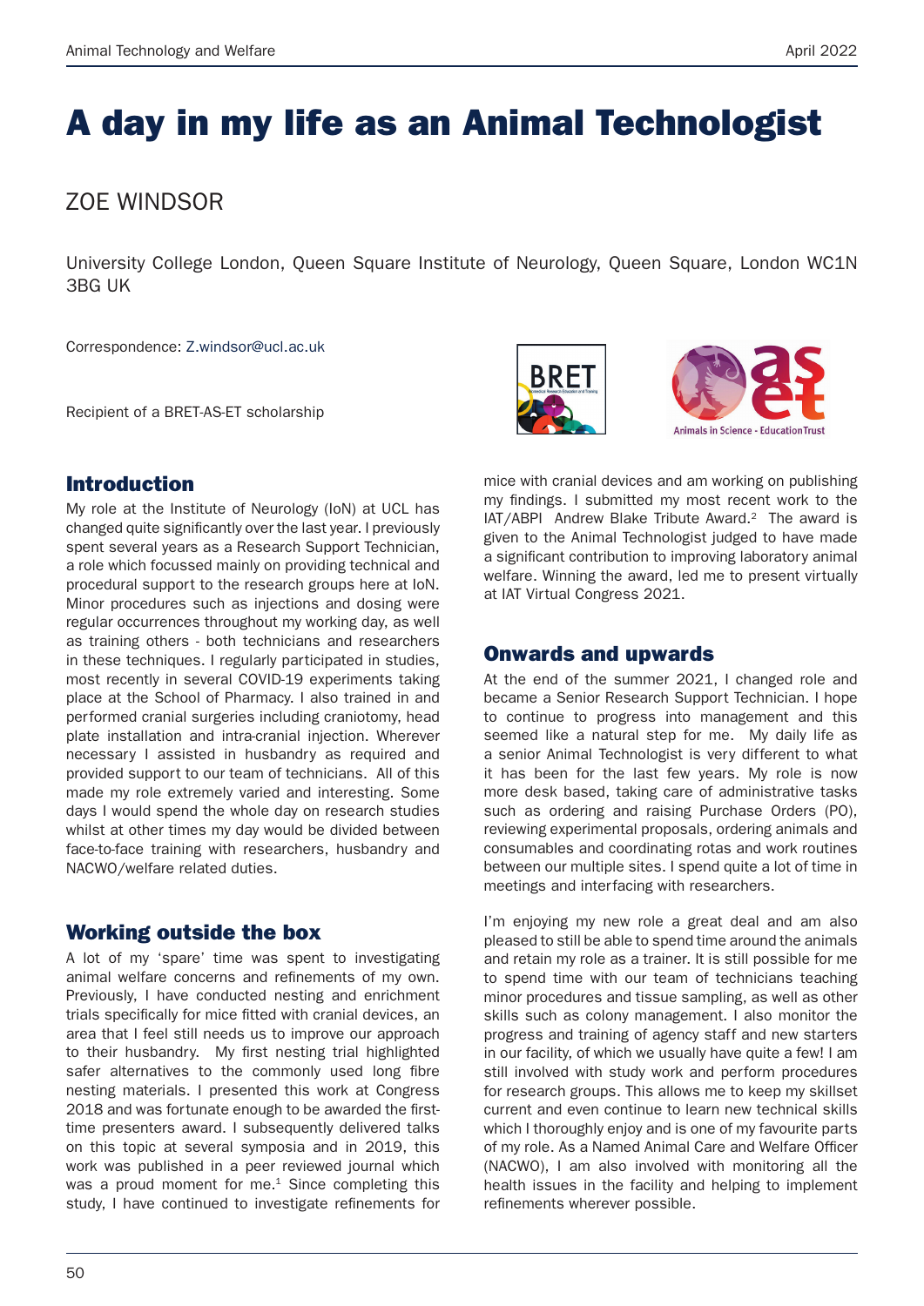# A day in my life as an Animal Technologist

## ZOE WINDSOR

University College London, Queen Square Institute of Neurology, Queen Square, London WC1N 3BG UK

Correspondence: Z.windsor@ucl.ac.uk

Recipient of a BRET-AS-ET scholarship

## Introduction

My role at the Institute of Neurology (IoN) at UCL has changed quite significantly over the last year. I previously spent several years as a Research Support Technician, a role which focussed mainly on providing technical and procedural support to the research groups here at IoN. Minor procedures such as injections and dosing were regular occurrences throughout my working day, as well as training others - both technicians and researchers in these techniques. I regularly participated in studies, most recently in several COVID-19 experiments taking place at the School of Pharmacy. I also trained in and performed cranial surgeries including craniotomy, head plate installation and intra-cranial injection. Wherever necessary I assisted in husbandry as required and provided support to our team of technicians. All of this made my role extremely varied and interesting. Some days I would spend the whole day on research studies whilst at other times my day would be divided between face-to-face training with researchers, husbandry and NACWO/welfare related duties.

## Working outside the box

A lot of my 'spare' time was spent to investigating animal welfare concerns and refinements of my own. Previously, I have conducted nesting and enrichment trials specifically for mice fitted with cranial devices, an area that I feel still needs us to improve our approach to their husbandry. My first nesting trial highlighted safer alternatives to the commonly used long fibre nesting materials. I presented this work at Congress 2018 and was fortunate enough to be awarded the first-time presenters award. I subsequently delivered talks on this topic at several symposia and in 2019, this work was published in a peer reviewed journal which was a proud moment for me.[1] Since completing this study, I have continued to investigate refinements for mice with cranial devices and am working on publishing my findings. I submitted my most recent work to the IAT/ABPI Andrew Blake Tribute Award.[2] The award is given to the Animal Technologist judged to have made a significant contribution to improving laboratory animal welfare. Winning the award, led me to present virtually at IAT Virtual Congress 2021.

## Onwards and upwards

At the end of the summer 2021, I changed role and became a Senior Research Support Technician. I hope to continue to progress into management and this seemed like a natural step for me. My daily life as a senior Animal Technologist is very different to what it has been for the last few years. My role is now more desk based, taking care of administrative tasks such as ordering and raising Purchase Orders (PO), reviewing experimental proposals, ordering animals and consumables and coordinating rotas and work routines between our multiple sites. I spend quite a lot of time in meetings and interfacing with researchers.

I'm enjoying my new role a great deal and am also pleased to still be able to spend time around the animals and retain my role as a trainer. It is still possible for me to spend time with our team of technicians teaching minor procedures and tissue sampling, as well as other skills such as colony management. I also monitor the progress and training of agency staff and new starters in our facility, of which we usually have quite a few! I am still involved with study work and perform procedures for research groups. This allows me to keep my skillset current and even continue to learn new technical skills which I thoroughly enjoy and is one of my favourite parts of my role. As a Named Animal Care and Welfare Officer (NACWO), I am also involved with monitoring all the health issues in the facility and helping to implement refinements wherever possible.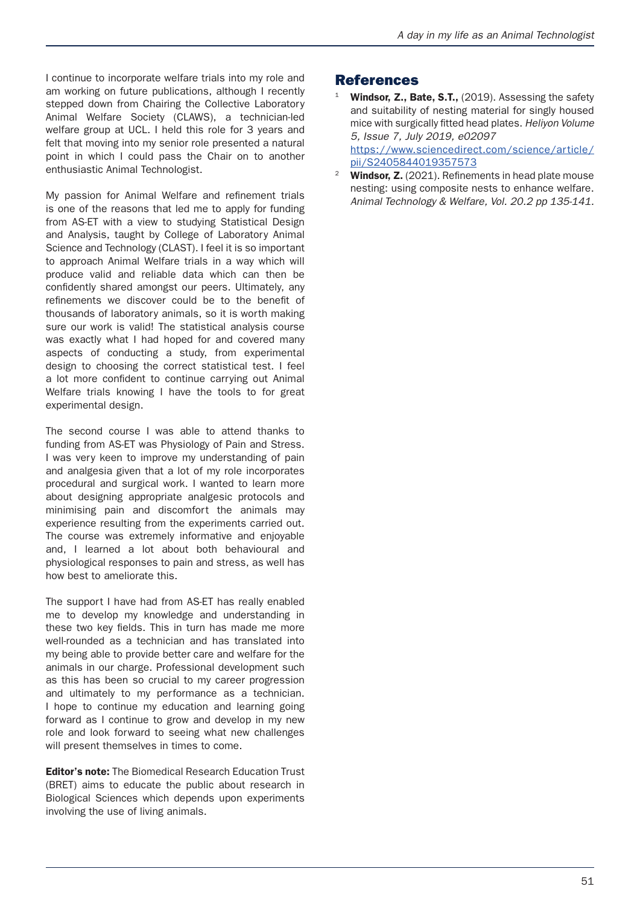I continue to incorporate welfare trials into my role and am working on future publications, although I recently stepped down from Chairing the Collective Laboratory Animal Welfare Society (CLAWS), a technician-led welfare group at UCL. I held this role for 3 years and felt that moving into my senior role presented a natural point in which I could pass the Chair on to another enthusiastic Animal Technologist.

My passion for Animal Welfare and refinement trials is one of the reasons that led me to apply for funding from AS-ET with a view to studying Statistical Design and Analysis, taught by College of Laboratory Animal Science and Technology (CLAST). I feel it is so important to approach Animal Welfare trials in a way which will produce valid and reliable data which can then be confidently shared amongst our peers. Ultimately, any refinements we discover could be to the benefit of thousands of laboratory animals, so it is worth making sure our work is valid! The statistical analysis course was exactly what I had hoped for and covered many aspects of conducting a study, from experimental design to choosing the correct statistical test. I feel a lot more confident to continue carrying out Animal Welfare trials knowing I have the tools to for great experimental design.

The second course I was able to attend thanks to funding from AS-ET was Physiology of Pain and Stress. I was very keen to improve my understanding of pain and analgesia given that a lot of my role incorporates procedural and surgical work. I wanted to learn more about designing appropriate analgesic protocols and minimising pain and discomfort the animals may experience resulting from the experiments carried out. The course was extremely informative and enjoyable and, I learned a lot about both behavioural and physiological responses to pain and stress, as well has how best to ameliorate this.

The support I have had from AS-ET has really enabled me to develop my knowledge and understanding in these two key fields. This in turn has made me more well-rounded as a technician and has translated into my being able to provide better care and welfare for the animals in our charge. Professional development such as this has been so crucial to my career progression and ultimately to my performance as a technician. I hope to continue my education and learning going forward as I continue to grow and develop in my new role and look forward to seeing what new challenges will present themselves in times to come.

**Editor's note:** The Biomedical Research Education Trust (BRET) aims to educate the public about research in Biological Sciences which depends upon experiments involving the use of living animals.

## References

1. **Windsor, Z., Bate, S.T.,** (2019). Assessing the safety and suitability of nesting material for singly housed mice with surgically fitted head plates. *Heliyon Volume 5, Issue 7, July 2019, e02097* https://www.sciencedirect.com/science/article/pii/S2405844019357573
2. **Windsor, Z.** (2021). Refinements in head plate mouse nesting: using composite nests to enhance welfare. *Animal Technology & Welfare, Vol. 20.2 pp 135-141.*